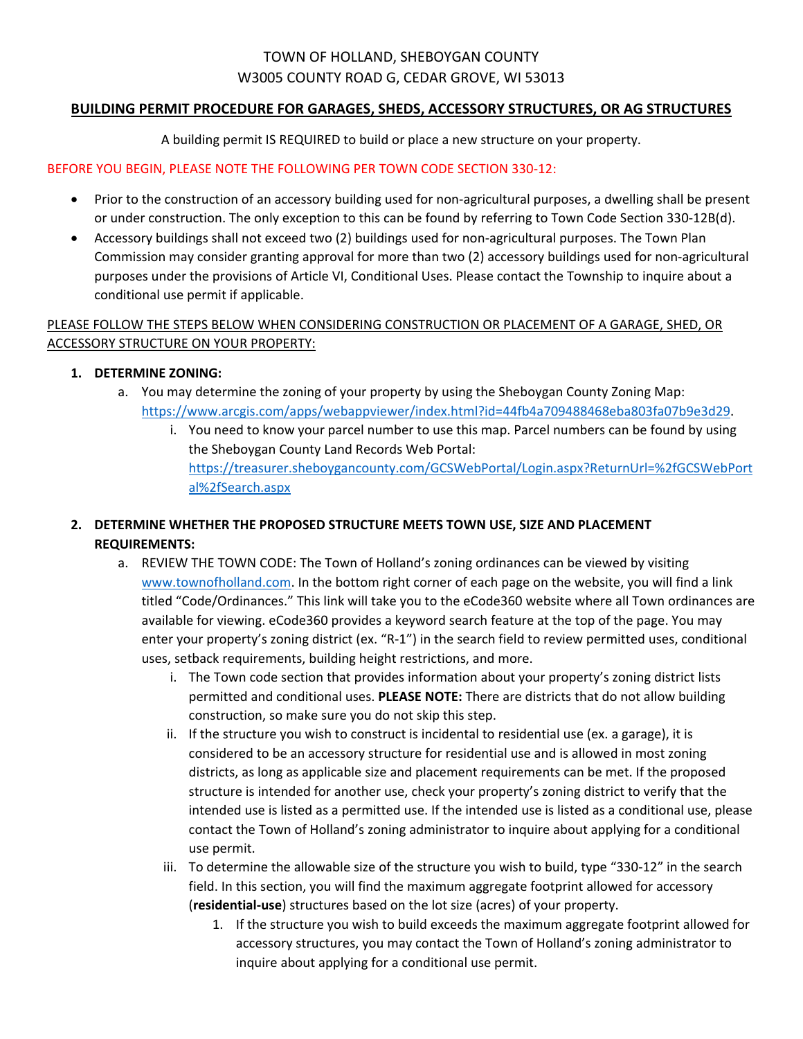TOWN OF HOLLAND, SHEBOYGAN COUNTY

W3005 COUNTY ROAD G, CEDAR GROVE, WI 53013

## BUILDING PERMIT PROCEDURE FOR GARAGES, SHEDS, ACCESSORY STRUCTURES, OR AG STRUCTURES

A building permit IS REQUIRED to build or place a new structure on your property.

BEFORE YOU BEGIN, PLEASE NOTE THE FOLLOWING PER TOWN CODE SECTION 330-12:

- Prior to the construction of an accessory building used for non-agricultural purposes, a dwelling shall be present or under construction. The only exception to this can be found by referring to Town Code Section 330-12B(d).
- Accessory buildings shall not exceed two (2) buildings used for non-agricultural purposes. The Town Plan Commission may consider granting approval for more than two (2) accessory buildings used for non-agricultural purposes under the provisions of Article VI, Conditional Uses. Please contact the Township to inquire about a conditional use permit if applicable.

PLEASE FOLLOW THE STEPS BELOW WHEN CONSIDERING CONSTRUCTION OR PLACEMENT OF A GARAGE, SHED, OR ACCESSORY STRUCTURE ON YOUR PROPERTY:

1. **DETERMINE ZONING:**
   a. You may determine the zoning of your property by using the Sheboygan County Zoning Map: https://www.arcgis.com/apps/webappviewer/index.html?id=44fb4a709488468eba803fa07b9e3d29.
      i. You need to know your parcel number to use this map. Parcel numbers can be found by using the Sheboygan County Land Records Web Portal: https://treasurer.sheboygancounty.com/GCSWebPortal/Login.aspx?ReturnUrl=%2fGCSWebPortal%2fSearch.aspx

2. **DETERMINE WHETHER THE PROPOSED STRUCTURE MEETS TOWN USE, SIZE AND PLACEMENT REQUIREMENTS:**
   a. REVIEW THE TOWN CODE: The Town of Holland's zoning ordinances can be viewed by visiting www.townofholland.com. In the bottom right corner of each page on the website, you will find a link titled "Code/Ordinances." This link will take you to the eCode360 website where all Town ordinances are available for viewing. eCode360 provides a keyword search feature at the top of the page. You may enter your property's zoning district (ex. "R-1") in the search field to review permitted uses, conditional uses, setback requirements, building height restrictions, and more.
      i. The Town code section that provides information about your property's zoning district lists permitted and conditional uses. **PLEASE NOTE:** There are districts that do not allow building construction, so make sure you do not skip this step.
      ii. If the structure you wish to construct is incidental to residential use (ex. a garage), it is considered to be an accessory structure for residential use and is allowed in most zoning districts, as long as applicable size and placement requirements can be met. If the proposed structure is intended for another use, check your property's zoning district to verify that the intended use is listed as a permitted use. If the intended use is listed as a conditional use, please contact the Town of Holland's zoning administrator to inquire about applying for a conditional use permit.
      iii. To determine the allowable size of the structure you wish to build, type "330-12" in the search field. In this section, you will find the maximum aggregate footprint allowed for accessory (**residential-use**) structures based on the lot size (acres) of your property.
         1. If the structure you wish to build exceeds the maximum aggregate footprint allowed for accessory structures, you may contact the Town of Holland's zoning administrator to inquire about applying for a conditional use permit.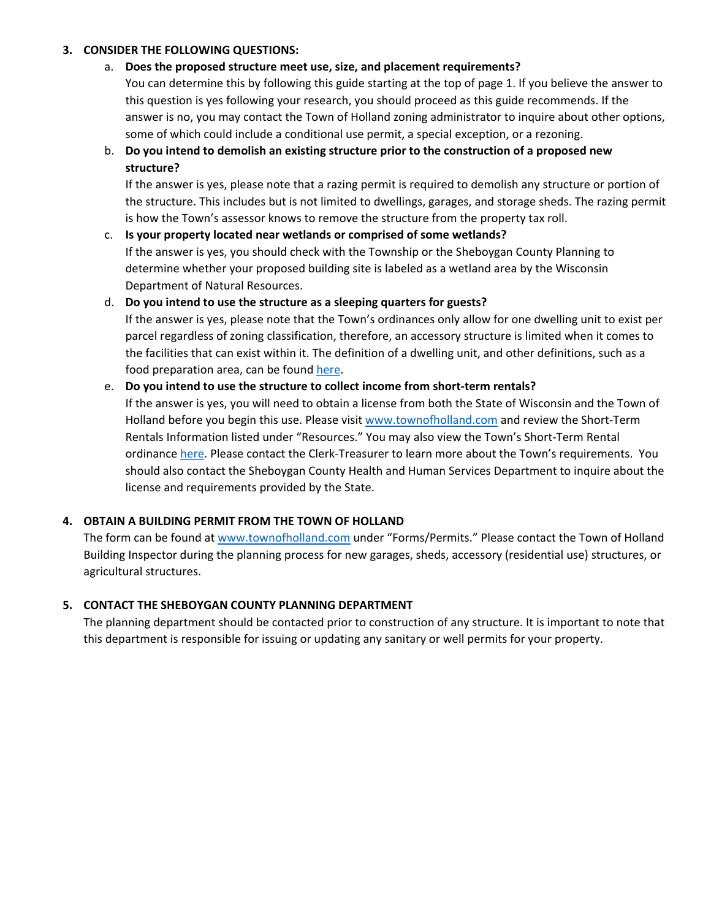3. **CONSIDER THE FOLLOWING QUESTIONS:**
   a. **Does the proposed structure meet use, size, and placement requirements?**
   You can determine this by following this guide starting at the top of page 1. If you believe the answer to this question is yes following your research, you should proceed as this guide recommends. If the answer is no, you may contact the Town of Holland zoning administrator to inquire about other options, some of which could include a conditional use permit, a special exception, or a rezoning.
   b. **Do you intend to demolish an existing structure prior to the construction of a proposed new structure?**
   If the answer is yes, please note that a razing permit is required to demolish any structure or portion of the structure. This includes but is not limited to dwellings, garages, and storage sheds. The razing permit is how the Town's assessor knows to remove the structure from the property tax roll.
   c. **Is your property located near wetlands or comprised of some wetlands?**
   If the answer is yes, you should check with the Township or the Sheboygan County Planning to determine whether your proposed building site is labeled as a wetland area by the Wisconsin Department of Natural Resources.
   d. **Do you intend to use the structure as a sleeping quarters for guests?**
   If the answer is yes, please note that the Town's ordinances only allow for one dwelling unit to exist per parcel regardless of zoning classification, therefore, an accessory structure is limited when it comes to the facilities that can exist within it. The definition of a dwelling unit, and other definitions, such as a food preparation area, can be found here.
   e. **Do you intend to use the structure to collect income from short-term rentals?**
   If the answer is yes, you will need to obtain a license from both the State of Wisconsin and the Town of Holland before you begin this use. Please visit www.townofholland.com and review the Short-Term Rentals Information listed under "Resources." You may also view the Town's Short-Term Rental ordinance here. Please contact the Clerk-Treasurer to learn more about the Town's requirements. You should also contact the Sheboygan County Health and Human Services Department to inquire about the license and requirements provided by the State.

4. **OBTAIN A BUILDING PERMIT FROM THE TOWN OF HOLLAND**
   The form can be found at www.townofholland.com under "Forms/Permits." Please contact the Town of Holland Building Inspector during the planning process for new garages, sheds, accessory (residential use) structures, or agricultural structures.

5. **CONTACT THE SHEBOYGAN COUNTY PLANNING DEPARTMENT**
   The planning department should be contacted prior to construction of any structure. It is important to note that this department is responsible for issuing or updating any sanitary or well permits for your property.